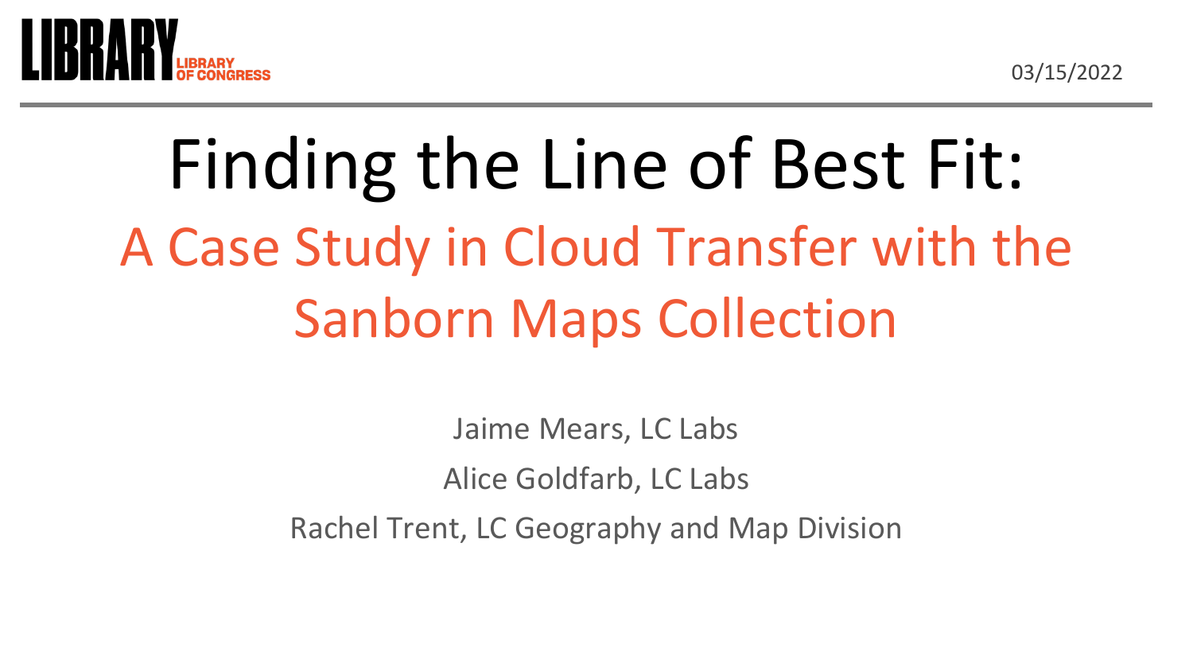LIBRARY OF CONGRESS

03/15/2022

# Finding the Line of Best Fit:

## A Case Study in Cloud Transfer with the Sanborn Maps Collection

Jaime Mears, LC Labs

Alice Goldfarb, LC Labs

Rachel Trent, LC Geography and Map Division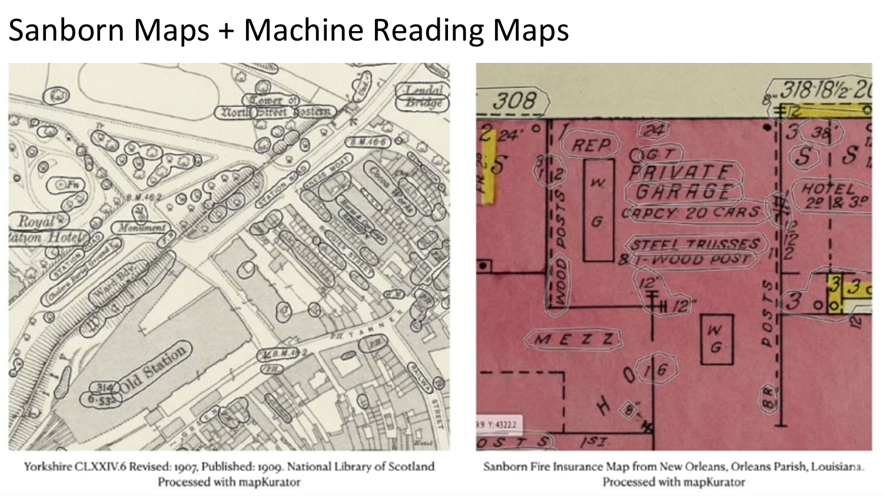# Sanborn Maps + Machine Reading Maps

Yorkshire CLXXIV.6 Revised: 1907, Published: 1909. National Library of Scotland
Processed with mapKurator

Sanborn Fire Insurance Map from New Orleans, Orleans Parish, Louisiana.
Processed with mapKurator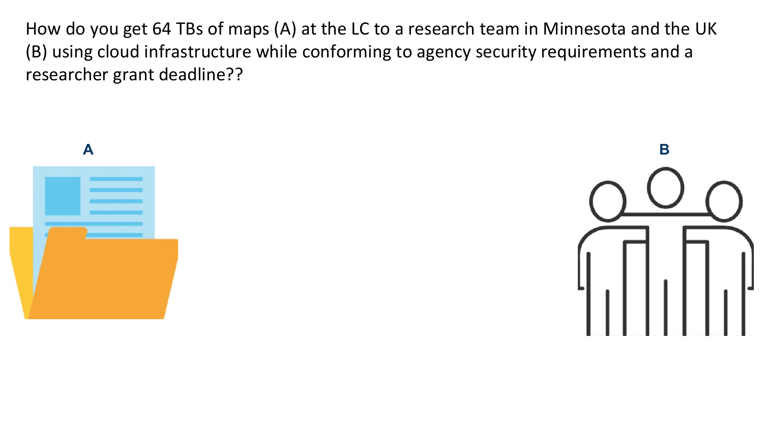How do you get 64 TBs of maps (A) at the LC to a research team in Minnesota and the UK (B) using cloud infrastructure while conforming to agency security requirements and a researcher grant deadline??

A

B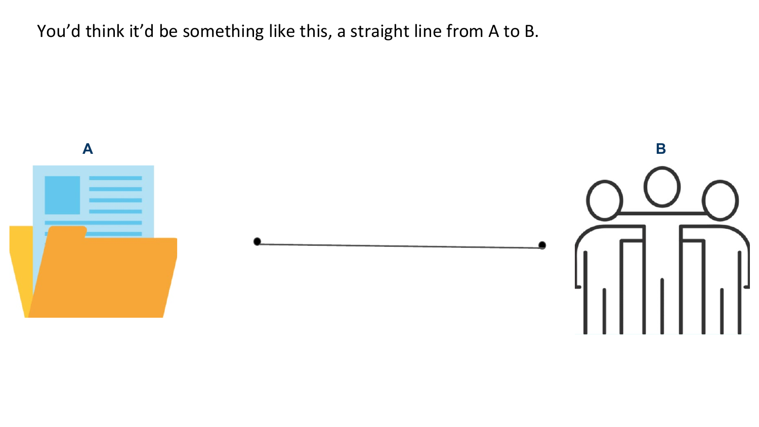You'd think it'd be something like this, a straight line from A to B.

A

B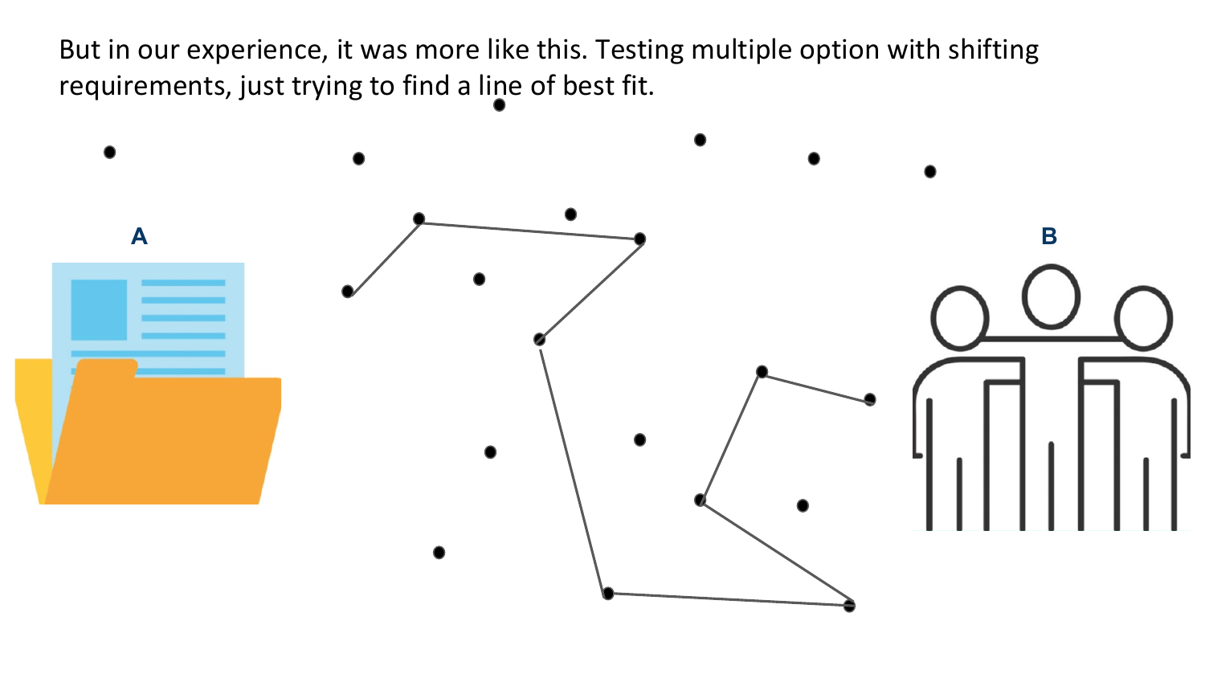But in our experience, it was more like this. Testing multiple option with shifting requirements, just trying to find a line of best fit.

A

B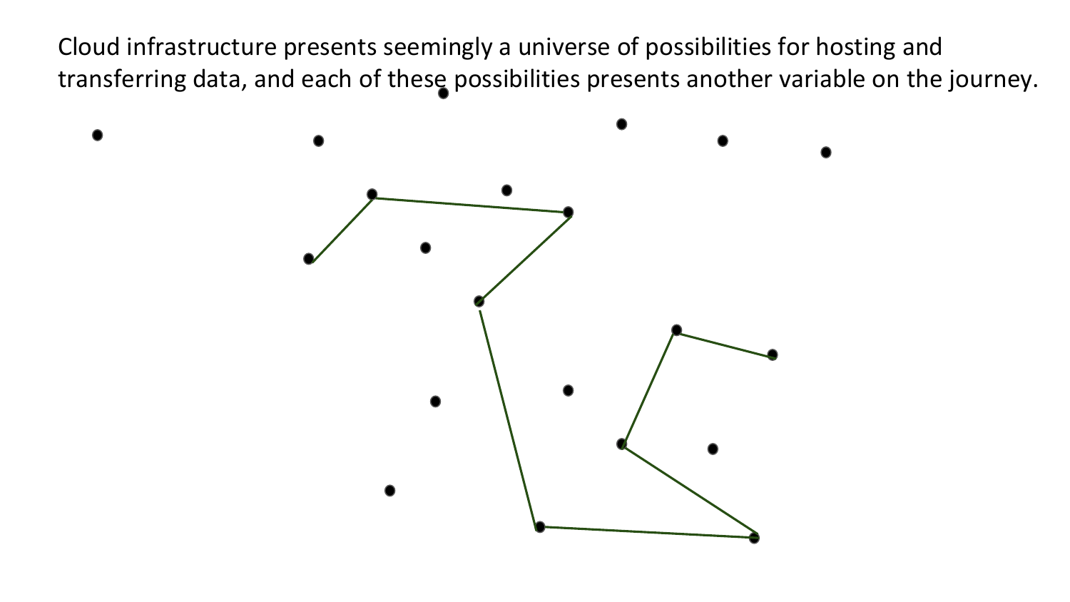Cloud infrastructure presents seemingly a universe of possibilities for hosting and transferring data, and each of these possibilities presents another variable on the journey.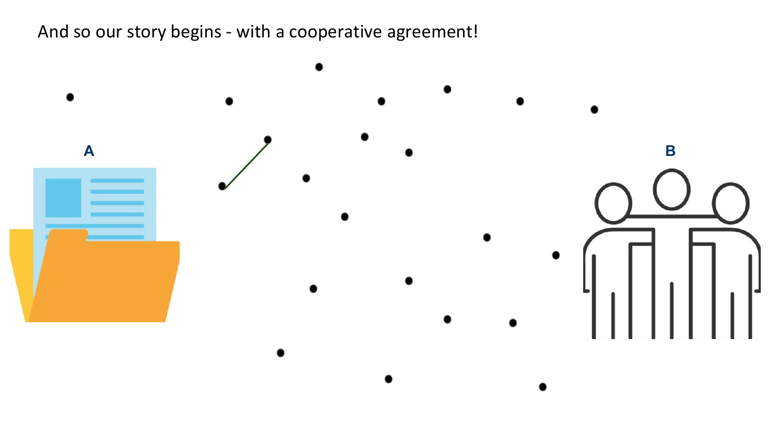And so our story begins - with a cooperative agreement!

A

B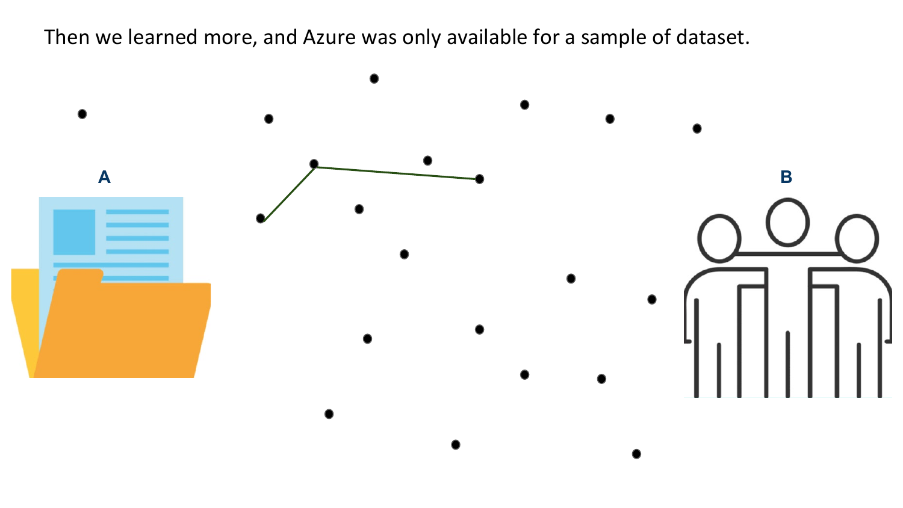Then we learned more, and Azure was only available for a sample of dataset.

A

B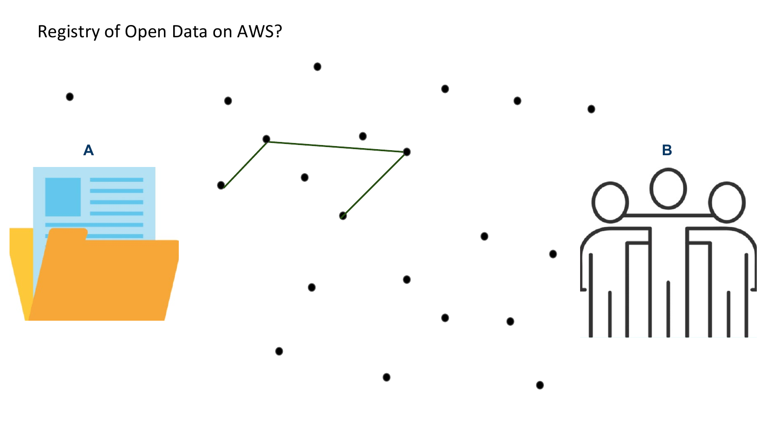Registry of Open Data on AWS?

A

B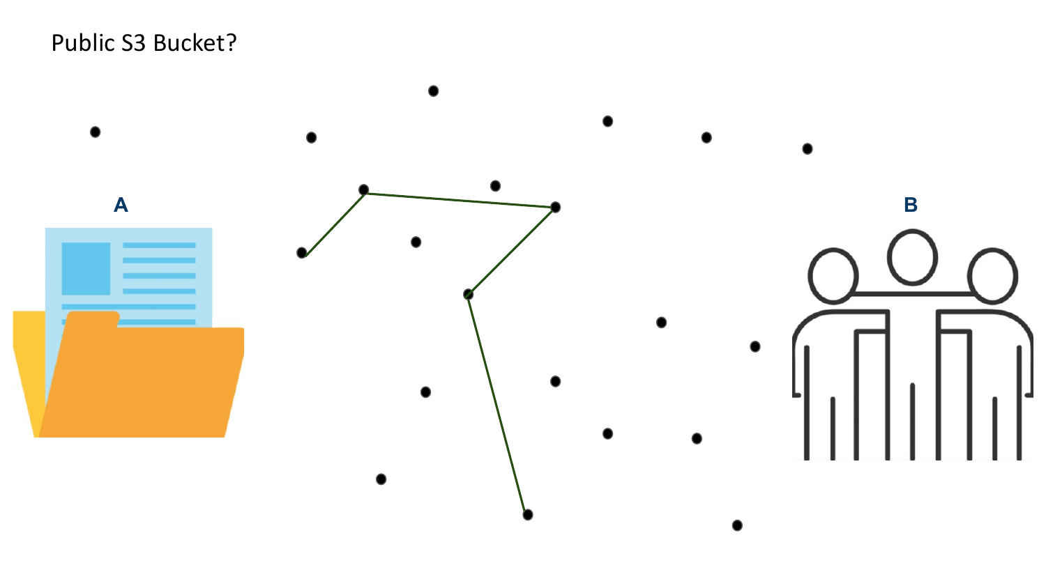Public S3 Bucket?

A

B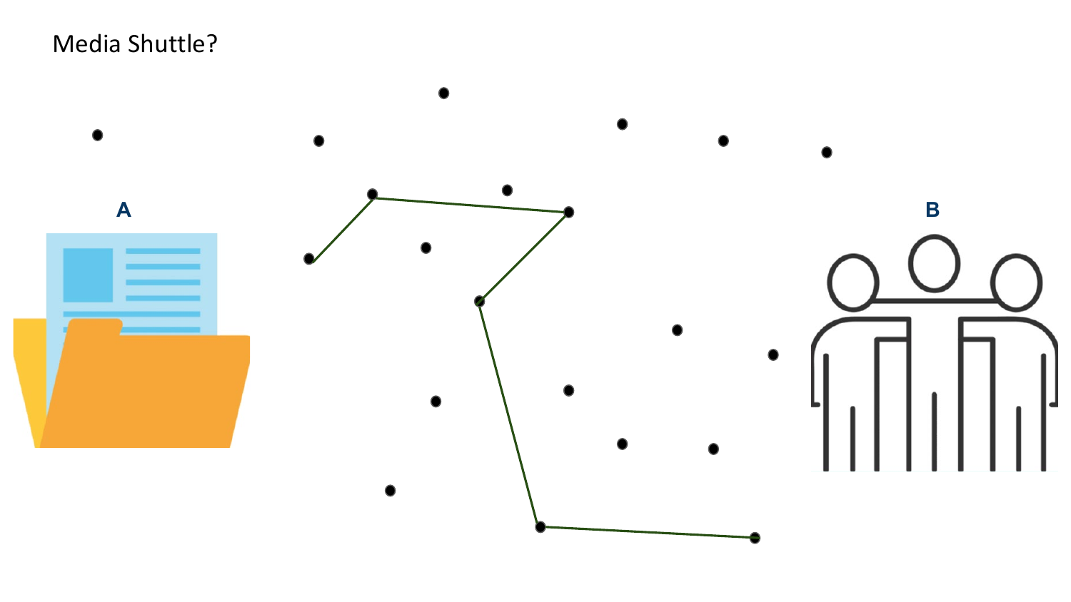Media Shuttle?

A

B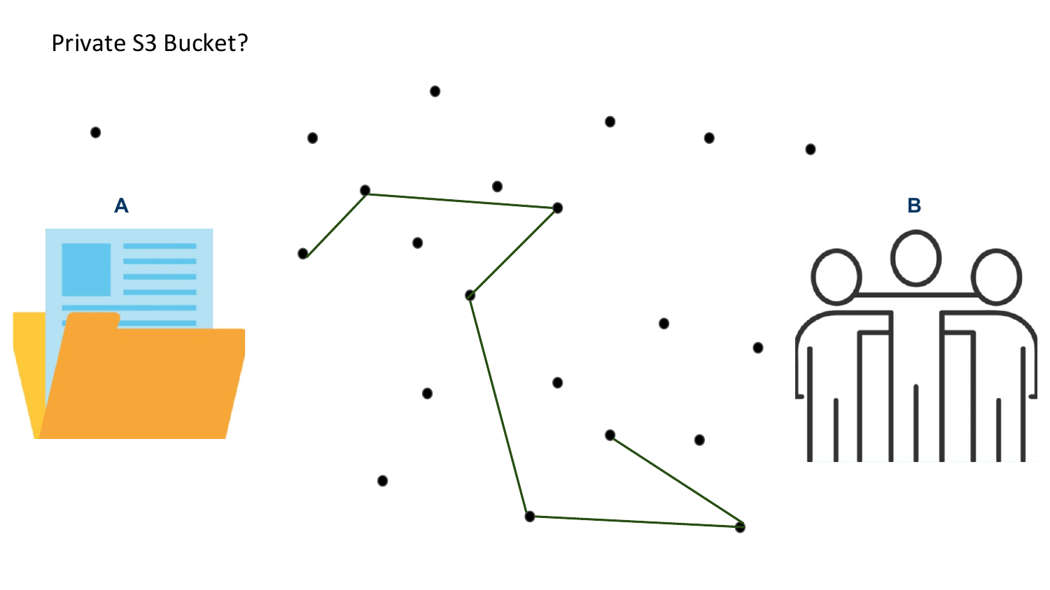Private S3 Bucket?

A

B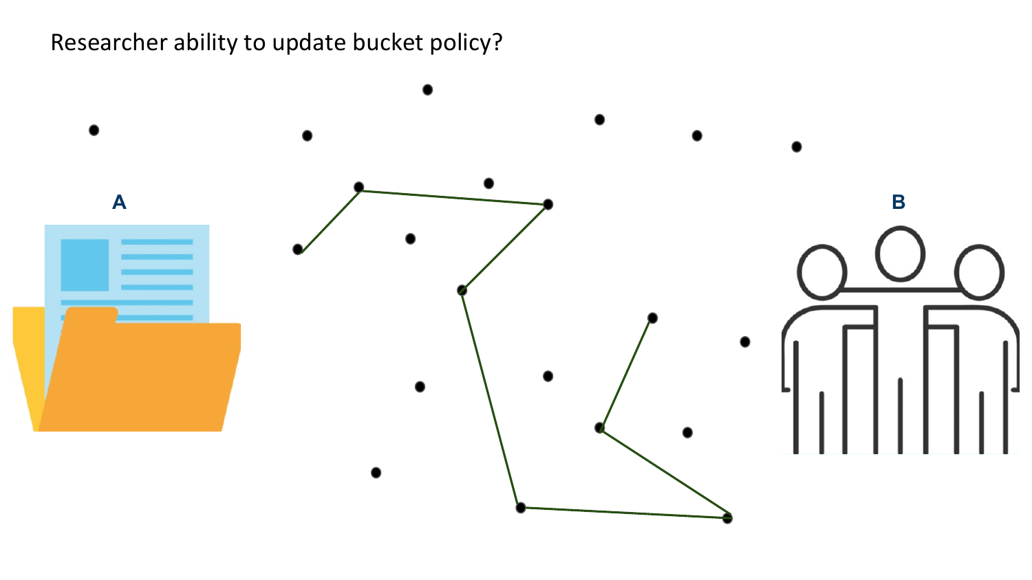Researcher ability to update bucket policy?

A

B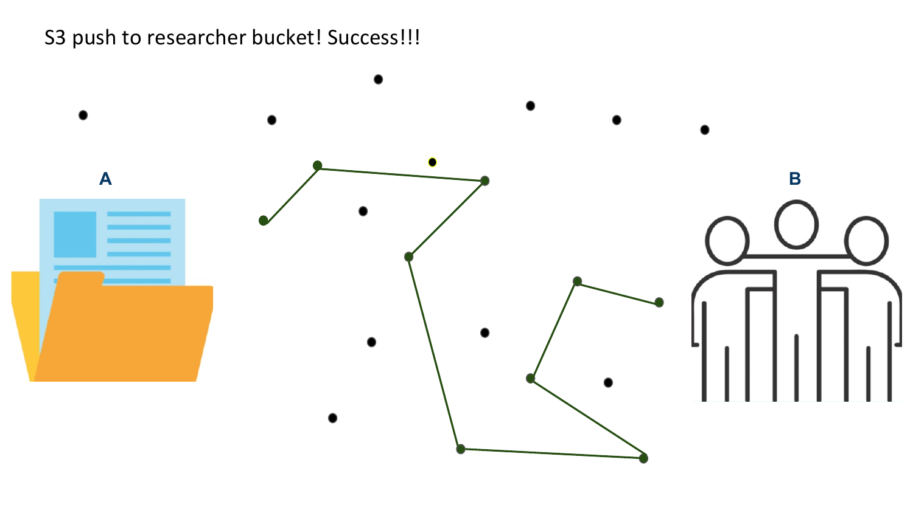S3 push to researcher bucket! Success!!!

A

B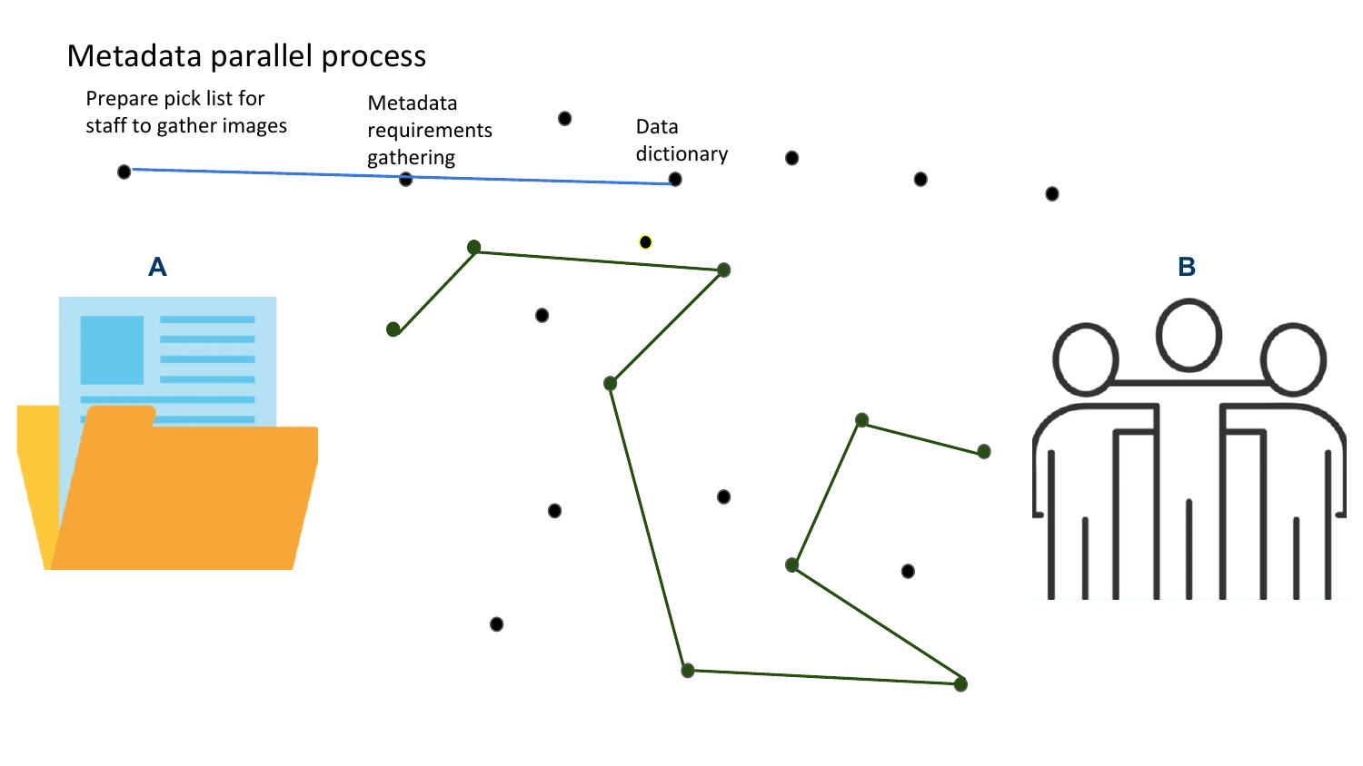# Metadata parallel process

Prepare pick list for staff to gather images

Metadata requirements gathering

Data dictionary

**A**

**B**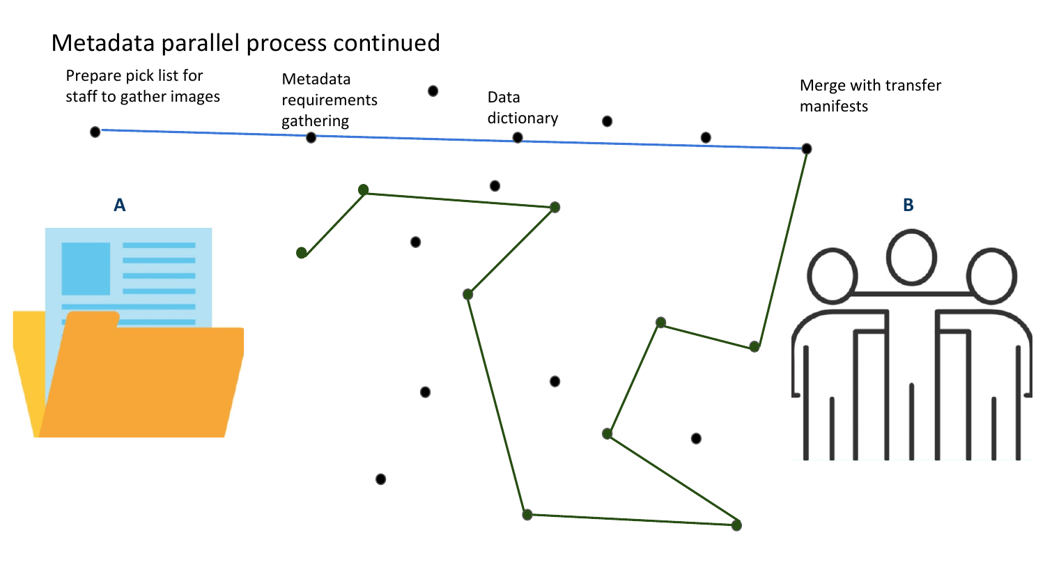# Metadata parallel process continued

Prepare pick list for staff to gather images

Metadata requirements gathering

Data dictionary

Merge with transfer manifests

A

B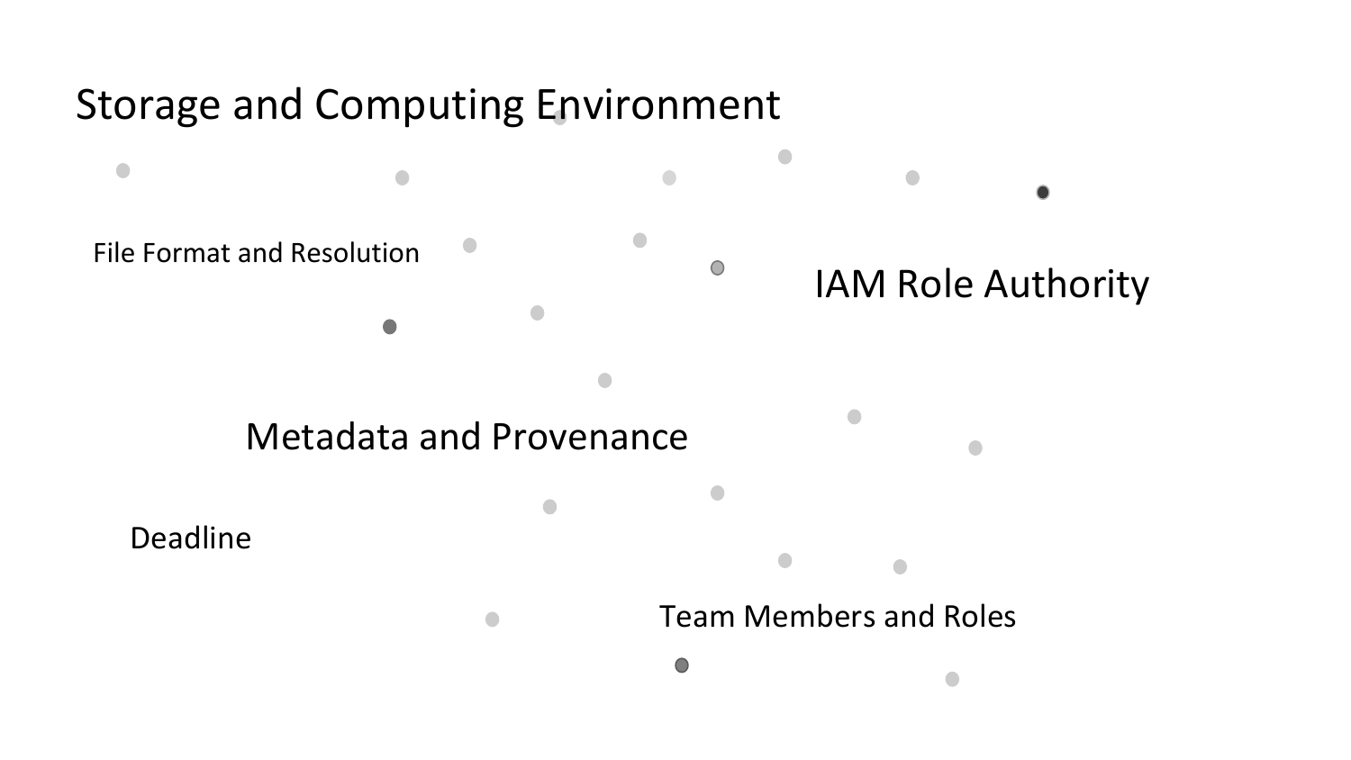Storage and Computing Environment

File Format and Resolution

IAM Role Authority

Metadata and Provenance

Deadline

Team Members and Roles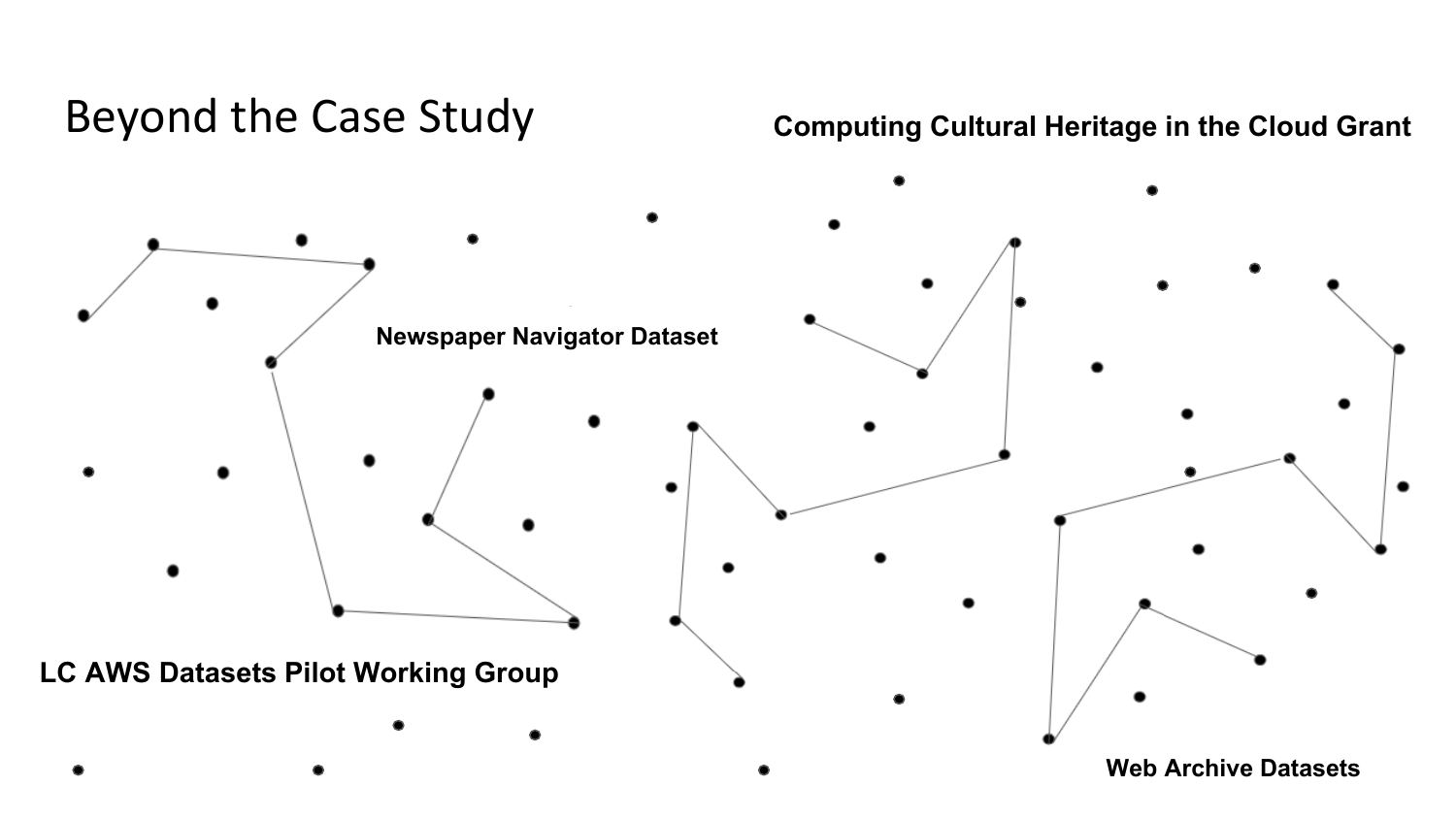# Beyond the Case Study

**Computing Cultural Heritage in the Cloud Grant**

**Newspaper Navigator Dataset**

**LC AWS Datasets Pilot Working Group**

**Web Archive Datasets**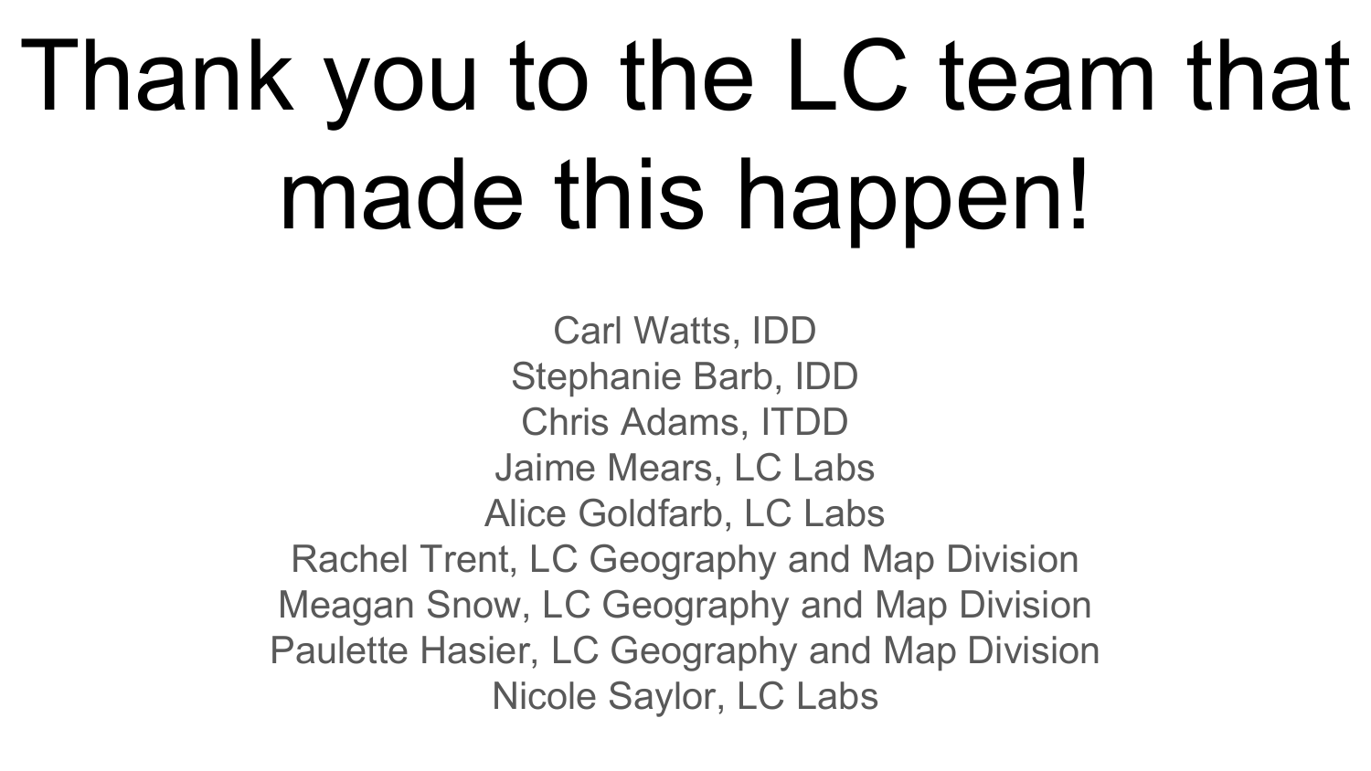# Thank you to the LC team that made this happen!

Carl Watts, IDD
Stephanie Barb, IDD
Chris Adams, ITDD
Jaime Mears, LC Labs
Alice Goldfarb, LC Labs
Rachel Trent, LC Geography and Map Division
Meagan Snow, LC Geography and Map Division
Paulette Hasier, LC Geography and Map Division
Nicole Saylor, LC Labs